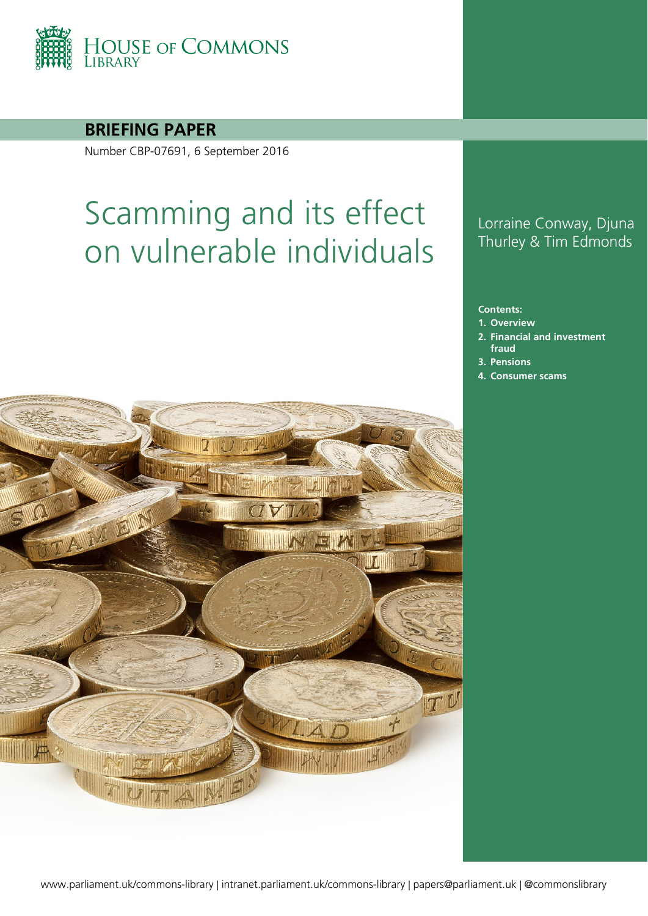HOUSE OF COMMONS LIBRARY

**BRIEFING PAPER**

Number CBP-07691, 6 September 2016

# Scamming and its effect on vulnerable individuals

Lorraine Conway, Djuna Thurley & Tim Edmonds

**Contents:**

1. **Overview**
2. **Financial and investment fraud**
3. **Pensions**
4. **Consumer scams**

www.parliament.uk/commons-library | intranet.parliament.uk/commons-library | papers@parliament.uk | @commonslibrary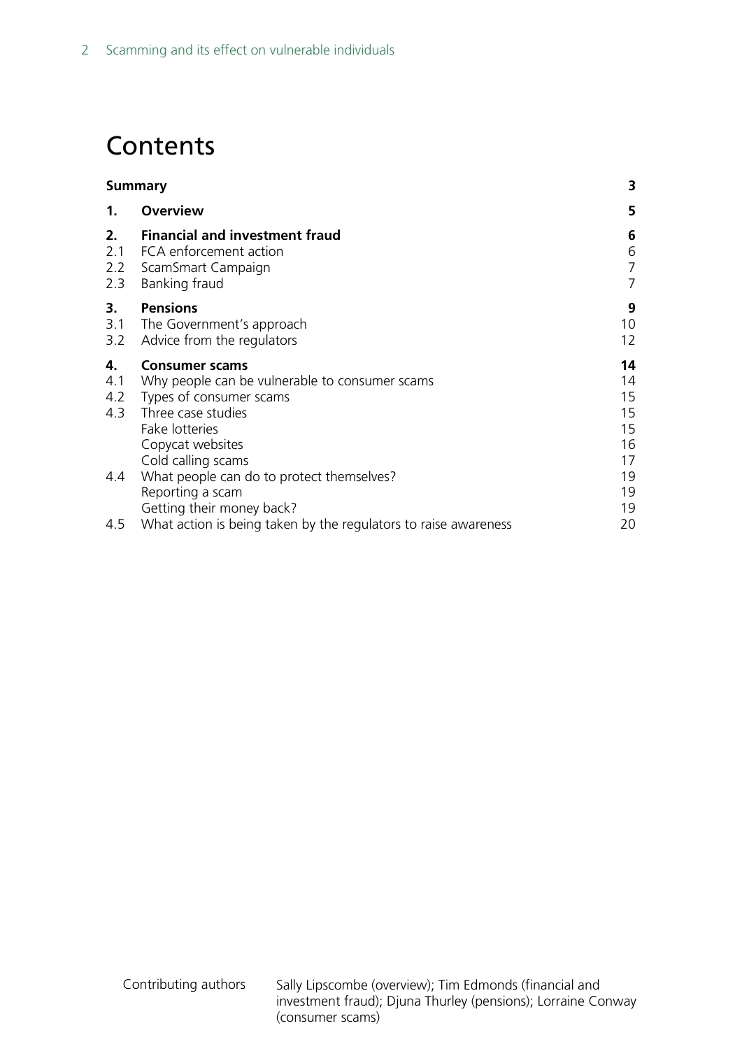# Contents

| | | |
|---|---|---|
| **Summary** | | **3** |
| **1.** | **Overview** | **5** |
| **2.** | **Financial and investment fraud** | **6** |
| 2.1 | FCA enforcement action | 6 |
| 2.2 | ScamSmart Campaign | 7 |
| 2.3 | Banking fraud | 7 |
| **3.** | **Pensions** | **9** |
| 3.1 | The Government's approach | 10 |
| 3.2 | Advice from the regulators | 12 |
| **4.** | **Consumer scams** | **14** |
| 4.1 | Why people can be vulnerable to consumer scams | 14 |
| 4.2 | Types of consumer scams | 15 |
| 4.3 | Three case studies | 15 |
| | Fake lotteries | 15 |
| | Copycat websites | 16 |
| | Cold calling scams | 17 |
| 4.4 | What people can do to protect themselves? | 19 |
| | Reporting a scam | 19 |
| | Getting their money back? | 19 |
| 4.5 | What action is being taken by the regulators to raise awareness | 20 |

Contributing authors: Sally Lipscombe (overview); Tim Edmonds (financial and investment fraud); Djuna Thurley (pensions); Lorraine Conway (consumer scams)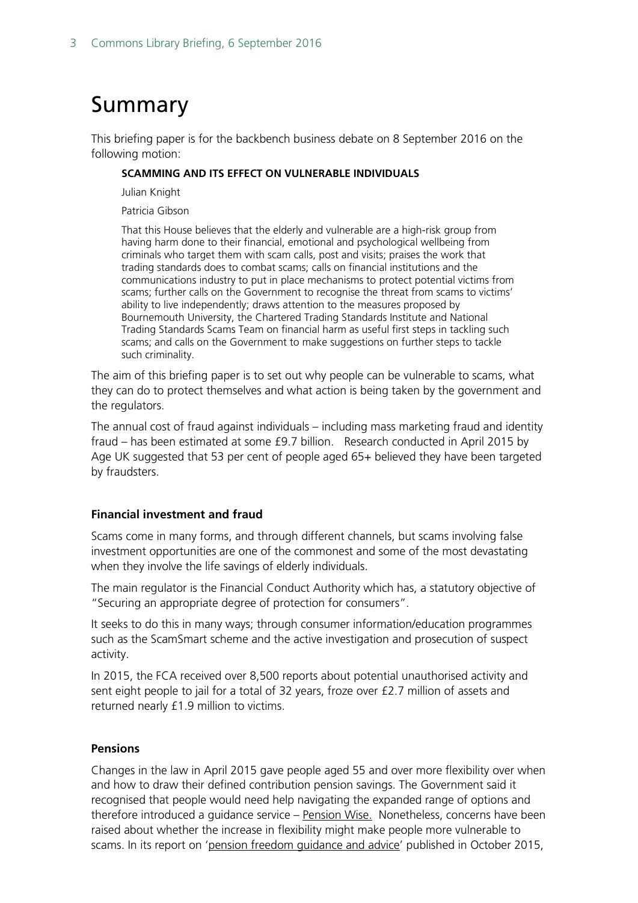# Summary

This briefing paper is for the backbench business debate on 8 September 2016 on the following motion:

> **SCAMMING AND ITS EFFECT ON VULNERABLE INDIVIDUALS**
>
> Julian Knight
>
> Patricia Gibson
>
> That this House believes that the elderly and vulnerable are a high-risk group from having harm done to their financial, emotional and psychological wellbeing from criminals who target them with scam calls, post and visits; praises the work that trading standards does to combat scams; calls on financial institutions and the communications industry to put in place mechanisms to protect potential victims from scams; further calls on the Government to recognise the threat from scams to victims' ability to live independently; draws attention to the measures proposed by Bournemouth University, the Chartered Trading Standards Institute and National Trading Standards Scams Team on financial harm as useful first steps in tackling such scams; and calls on the Government to make suggestions on further steps to tackle such criminality.

The aim of this briefing paper is to set out why people can be vulnerable to scams, what they can do to protect themselves and what action is being taken by the government and the regulators.

The annual cost of fraud against individuals – including mass marketing fraud and identity fraud – has been estimated at some £9.7 billion. Research conducted in April 2015 by Age UK suggested that 53 per cent of people aged 65+ believed they have been targeted by fraudsters.

### Financial investment and fraud

Scams come in many forms, and through different channels, but scams involving false investment opportunities are one of the commonest and some of the most devastating when they involve the life savings of elderly individuals.

The main regulator is the Financial Conduct Authority which has, a statutory objective of "Securing an appropriate degree of protection for consumers".

It seeks to do this in many ways; through consumer information/education programmes such as the ScamSmart scheme and the active investigation and prosecution of suspect activity.

In 2015, the FCA received over 8,500 reports about potential unauthorised activity and sent eight people to jail for a total of 32 years, froze over £2.7 million of assets and returned nearly £1.9 million to victims.

### Pensions

Changes in the law in April 2015 gave people aged 55 and over more flexibility over when and how to draw their defined contribution pension savings. The Government said it recognised that people would need help navigating the expanded range of options and therefore introduced a guidance service – Pension Wise. Nonetheless, concerns have been raised about whether the increase in flexibility might make people more vulnerable to scams. In its report on 'pension freedom guidance and advice' published in October 2015,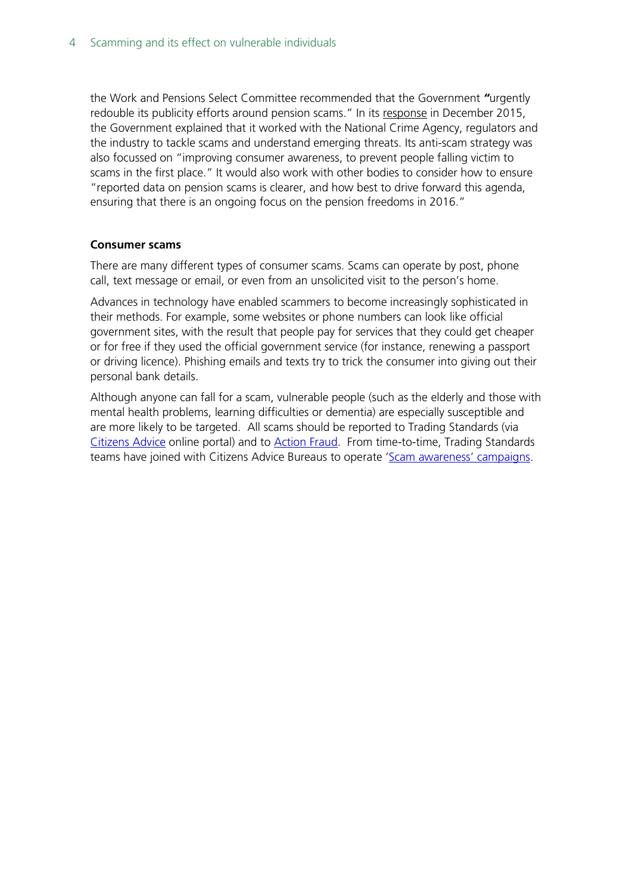the Work and Pensions Select Committee recommended that the Government "urgently redouble its publicity efforts around pension scams." In its response in December 2015, the Government explained that it worked with the National Crime Agency, regulators and the industry to tackle scams and understand emerging threats. Its anti-scam strategy was also focussed on "improving consumer awareness, to prevent people falling victim to scams in the first place." It would also work with other bodies to consider how to ensure "reported data on pension scams is clearer, and how best to drive forward this agenda, ensuring that there is an ongoing focus on the pension freedoms in 2016."

**Consumer scams**

There are many different types of consumer scams. Scams can operate by post, phone call, text message or email, or even from an unsolicited visit to the person's home.

Advances in technology have enabled scammers to become increasingly sophisticated in their methods. For example, some websites or phone numbers can look like official government sites, with the result that people pay for services that they could get cheaper or for free if they used the official government service (for instance, renewing a passport or driving licence). Phishing emails and texts try to trick the consumer into giving out their personal bank details.

Although anyone can fall for a scam, vulnerable people (such as the elderly and those with mental health problems, learning difficulties or dementia) are especially susceptible and are more likely to be targeted. All scams should be reported to Trading Standards (via Citizens Advice online portal) and to Action Fraud. From time-to-time, Trading Standards teams have joined with Citizens Advice Bureaus to operate 'Scam awareness' campaigns.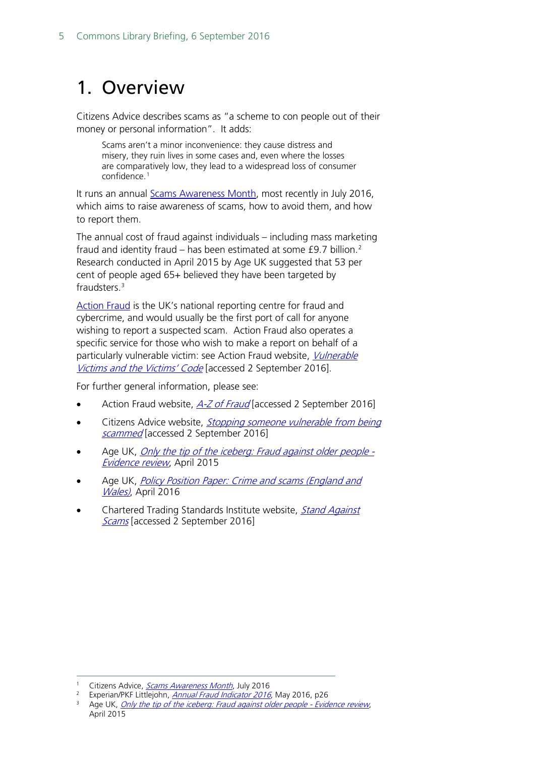# 1. Overview

Citizens Advice describes scams as "a scheme to con people out of their money or personal information". It adds:

> Scams aren't a minor inconvenience: they cause distress and misery, they ruin lives in some cases and, even where the losses are comparatively low, they lead to a widespread loss of consumer confidence.[1]

It runs an annual Scams Awareness Month, most recently in July 2016, which aims to raise awareness of scams, how to avoid them, and how to report them.

The annual cost of fraud against individuals – including mass marketing fraud and identity fraud – has been estimated at some £9.7 billion.[2] Research conducted in April 2015 by Age UK suggested that 53 per cent of people aged 65+ believed they have been targeted by fraudsters.[3]

Action Fraud is the UK's national reporting centre for fraud and cybercrime, and would usually be the first port of call for anyone wishing to report a suspected scam. Action Fraud also operates a specific service for those who wish to make a report on behalf of a particularly vulnerable victim: see Action Fraud website, *Vulnerable Victims and the Victims' Code* [accessed 2 September 2016].

For further general information, please see:

- Action Fraud website, *A-Z of Fraud* [accessed 2 September 2016]
- Citizens Advice website, *Stopping someone vulnerable from being scammed* [accessed 2 September 2016]
- Age UK, *Only the tip of the iceberg: Fraud against older people - Evidence review*, April 2015
- Age UK, *Policy Position Paper: Crime and scams (England and Wales)*, April 2016
- Chartered Trading Standards Institute website, *Stand Against Scams* [accessed 2 September 2016]

---

[1] Citizens Advice, *Scams Awareness Month*, July 2016

[2] Experian/PKF Littlejohn, *Annual Fraud Indicator 2016*, May 2016, p26

[3] Age UK, *Only the tip of the iceberg: Fraud against older people - Evidence review*, April 2015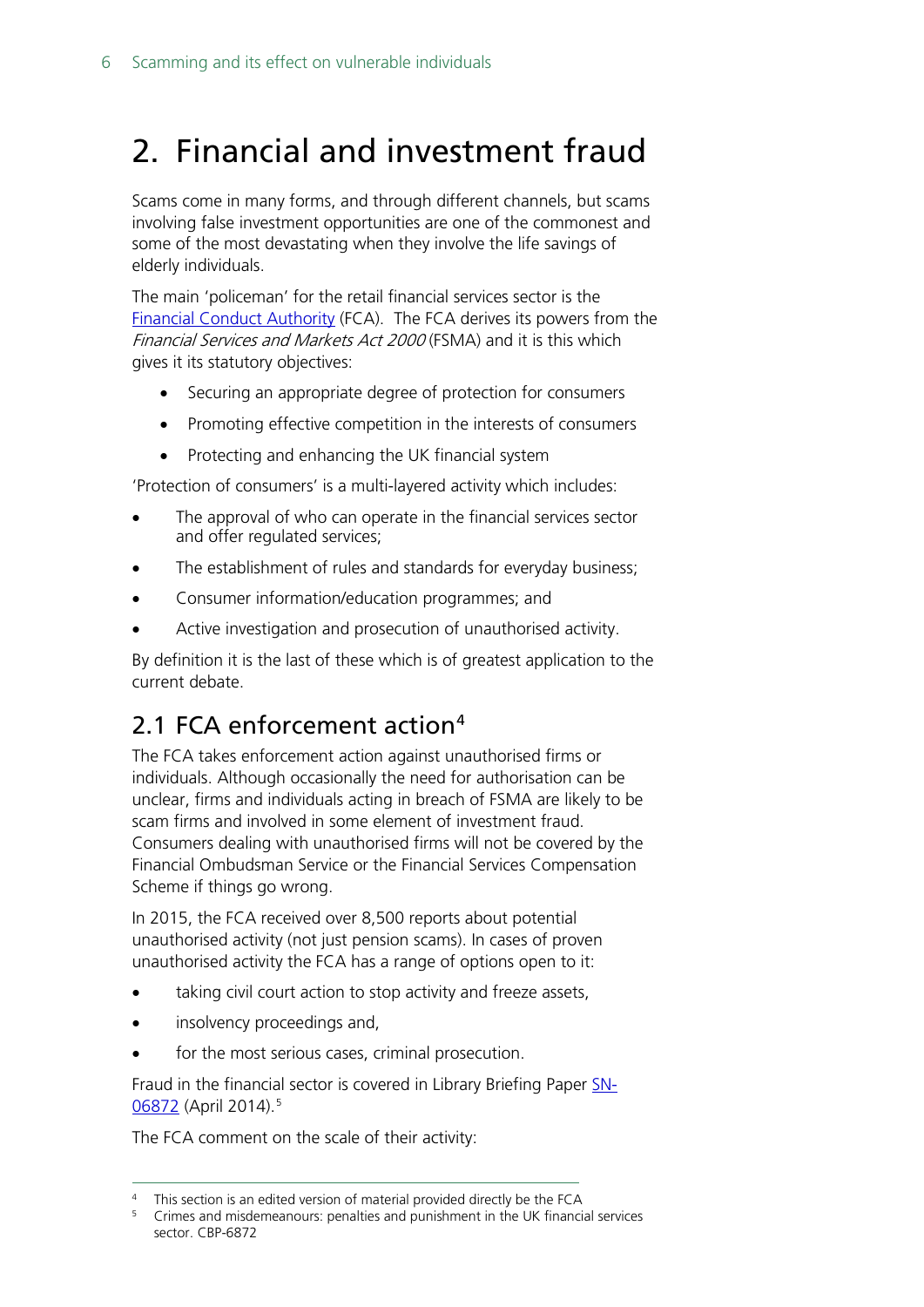# 2. Financial and investment fraud

Scams come in many forms, and through different channels, but scams involving false investment opportunities are one of the commonest and some of the most devastating when they involve the life savings of elderly individuals.

The main 'policeman' for the retail financial services sector is the [Financial Conduct Authority](#) (FCA). The FCA derives its powers from the *Financial Services and Markets Act 2000* (FSMA) and it is this which gives it its statutory objectives:

- Securing an appropriate degree of protection for consumers
- Promoting effective competition in the interests of consumers
- Protecting and enhancing the UK financial system

'Protection of consumers' is a multi-layered activity which includes:

- The approval of who can operate in the financial services sector and offer regulated services;
- The establishment of rules and standards for everyday business;
- Consumer information/education programmes; and
- Active investigation and prosecution of unauthorised activity.

By definition it is the last of these which is of greatest application to the current debate.

## 2.1 FCA enforcement action[4]

The FCA takes enforcement action against unauthorised firms or individuals. Although occasionally the need for authorisation can be unclear, firms and individuals acting in breach of FSMA are likely to be scam firms and involved in some element of investment fraud. Consumers dealing with unauthorised firms will not be covered by the Financial Ombudsman Service or the Financial Services Compensation Scheme if things go wrong.

In 2015, the FCA received over 8,500 reports about potential unauthorised activity (not just pension scams). In cases of proven unauthorised activity the FCA has a range of options open to it:

- taking civil court action to stop activity and freeze assets,
- insolvency proceedings and,
- for the most serious cases, criminal prosecution.

Fraud in the financial sector is covered in Library Briefing Paper [SN-06872](#) (April 2014).[5]

The FCA comment on the scale of their activity:

---

[4] This section is an edited version of material provided directly be the FCA

[5] Crimes and misdemeanours: penalties and punishment in the UK financial services sector. CBP-6872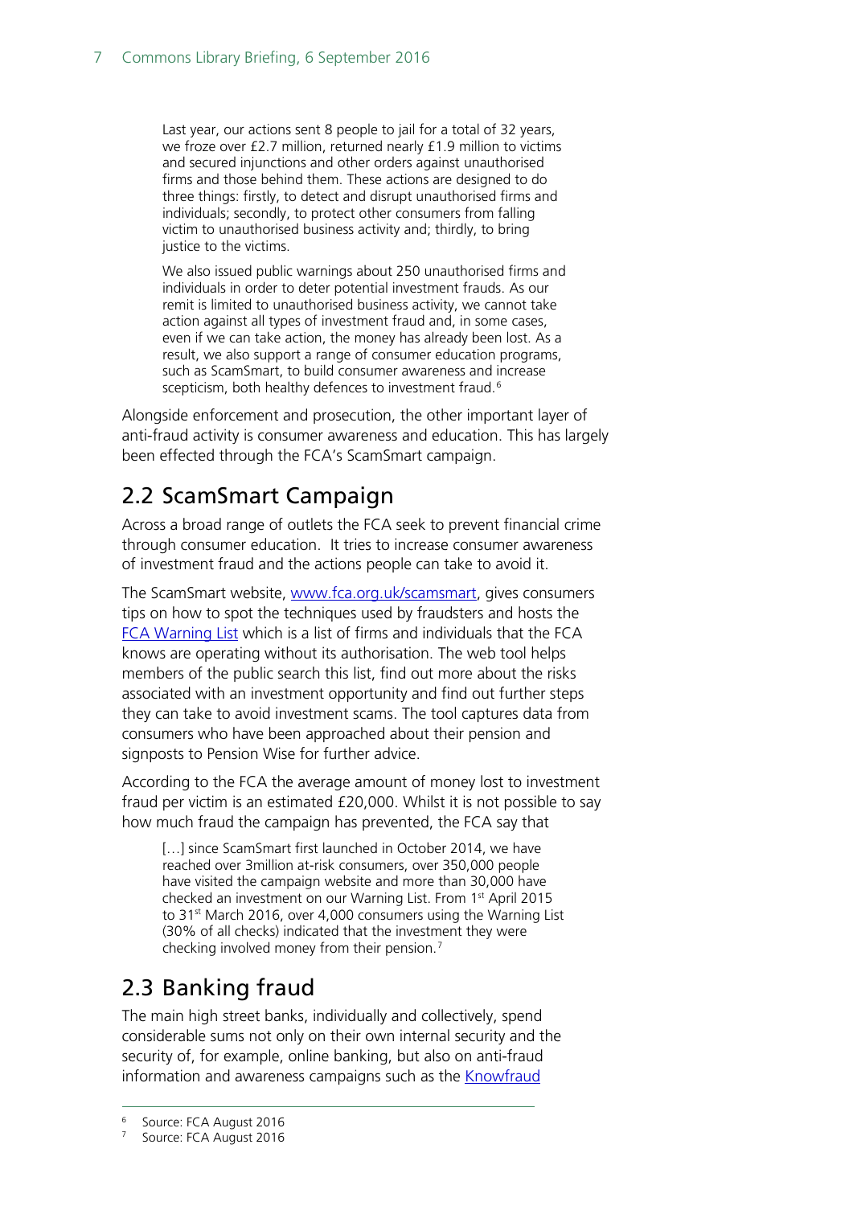> Last year, our actions sent 8 people to jail for a total of 32 years, we froze over £2.7 million, returned nearly £1.9 million to victims and secured injunctions and other orders against unauthorised firms and those behind them. These actions are designed to do three things: firstly, to detect and disrupt unauthorised firms and individuals; secondly, to protect other consumers from falling victim to unauthorised business activity and; thirdly, to bring justice to the victims.
>
> We also issued public warnings about 250 unauthorised firms and individuals in order to deter potential investment frauds. As our remit is limited to unauthorised business activity, we cannot take action against all types of investment fraud and, in some cases, even if we can take action, the money has already been lost. As a result, we also support a range of consumer education programs, such as ScamSmart, to build consumer awareness and increase scepticism, both healthy defences to investment fraud.[6]

Alongside enforcement and prosecution, the other important layer of anti-fraud activity is consumer awareness and education. This has largely been effected through the FCA's ScamSmart campaign.

## 2.2 ScamSmart Campaign

Across a broad range of outlets the FCA seek to prevent financial crime through consumer education. It tries to increase consumer awareness of investment fraud and the actions people can take to avoid it.

The ScamSmart website, [www.fca.org.uk/scamsmart](www.fca.org.uk/scamsmart), gives consumers tips on how to spot the techniques used by fraudsters and hosts the [FCA Warning List](FCA Warning List) which is a list of firms and individuals that the FCA knows are operating without its authorisation. The web tool helps members of the public search this list, find out more about the risks associated with an investment opportunity and find out further steps they can take to avoid investment scams. The tool captures data from consumers who have been approached about their pension and signposts to Pension Wise for further advice.

According to the FCA the average amount of money lost to investment fraud per victim is an estimated £20,000. Whilst it is not possible to say how much fraud the campaign has prevented, the FCA say that

> […] since ScamSmart first launched in October 2014, we have reached over 3million at-risk consumers, over 350,000 people have visited the campaign website and more than 30,000 have checked an investment on our Warning List. From 1st April 2015 to 31st March 2016, over 4,000 consumers using the Warning List (30% of all checks) indicated that the investment they were checking involved money from their pension.[7]

## 2.3 Banking fraud

The main high street banks, individually and collectively, spend considerable sums not only on their own internal security and the security of, for example, online banking, but also on anti-fraud information and awareness campaigns such as the [Knowfraud](Knowfraud)

---

[6] Source: FCA August 2016

[7] Source: FCA August 2016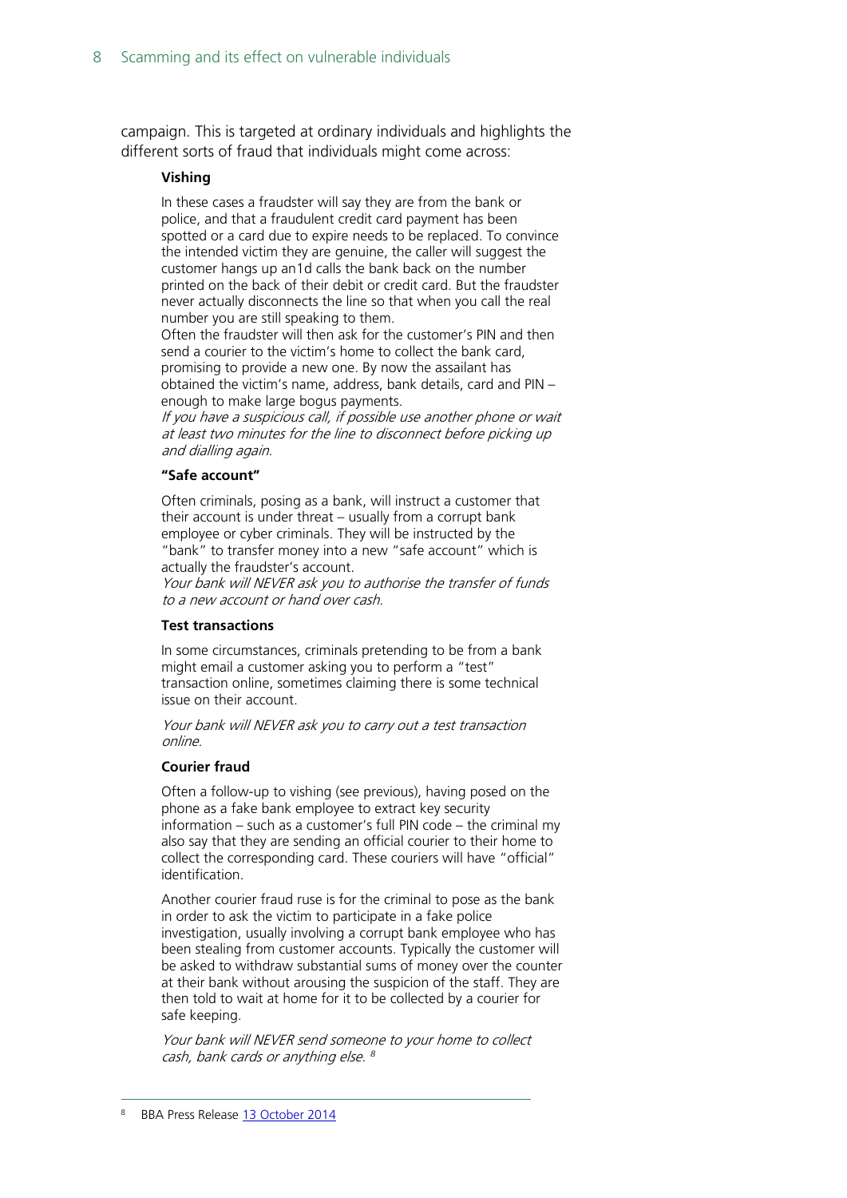campaign. This is targeted at ordinary individuals and highlights the different sorts of fraud that individuals might come across:

> **Vishing**
>
> In these cases a fraudster will say they are from the bank or police, and that a fraudulent credit card payment has been spotted or a card due to expire needs to be replaced. To convince the intended victim they are genuine, the caller will suggest the customer hangs up an1d calls the bank back on the number printed on the back of their debit or credit card. But the fraudster never actually disconnects the line so that when you call the real number you are still speaking to them.
>
> Often the fraudster will then ask for the customer's PIN and then send a courier to the victim's home to collect the bank card, promising to provide a new one. By now the assailant has obtained the victim's name, address, bank details, card and PIN – enough to make large bogus payments.
>
> *If you have a suspicious call, if possible use another phone or wait at least two minutes for the line to disconnect before picking up and dialling again.*
>
> **"Safe account"**
>
> Often criminals, posing as a bank, will instruct a customer that their account is under threat – usually from a corrupt bank employee or cyber criminals. They will be instructed by the "bank" to transfer money into a new "safe account" which is actually the fraudster's account.
>
> *Your bank will NEVER ask you to authorise the transfer of funds to a new account or hand over cash.*
>
> **Test transactions**
>
> In some circumstances, criminals pretending to be from a bank might email a customer asking you to perform a "test" transaction online, sometimes claiming there is some technical issue on their account.
>
> *Your bank will NEVER ask you to carry out a test transaction online.*
>
> **Courier fraud**
>
> Often a follow-up to vishing (see previous), having posed on the phone as a fake bank employee to extract key security information – such as a customer's full PIN code – the criminal my also say that they are sending an official courier to their home to collect the corresponding card. These couriers will have "official" identification.
>
> Another courier fraud ruse is for the criminal to pose as the bank in order to ask the victim to participate in a fake police investigation, usually involving a corrupt bank employee who has been stealing from customer accounts. Typically the customer will be asked to withdraw substantial sums of money over the counter at their bank without arousing the suspicion of the staff. They are then told to wait at home for it to be collected by a courier for safe keeping.
>
> *Your bank will NEVER send someone to your home to collect cash, bank cards or anything else.* [8]

---

[8] BBA Press Release 13 October 2014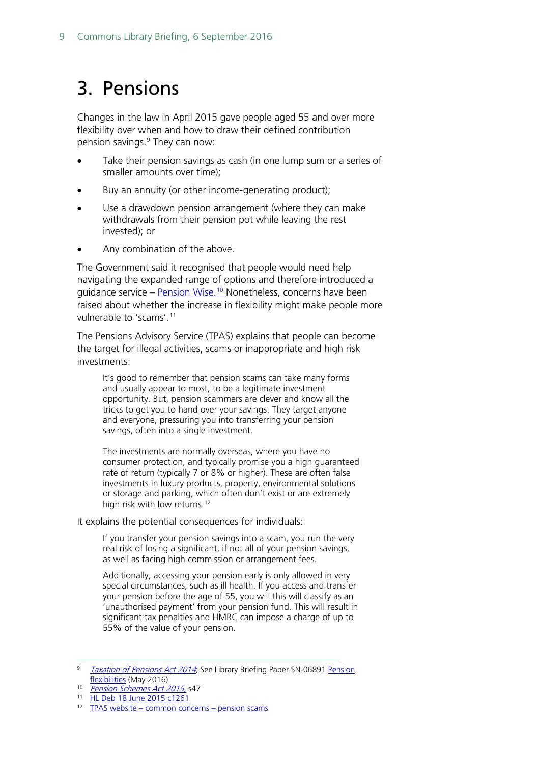# 3. Pensions

Changes in the law in April 2015 gave people aged 55 and over more flexibility over when and how to draw their defined contribution pension savings.[9] They can now:

- Take their pension savings as cash (in one lump sum or a series of smaller amounts over time);
- Buy an annuity (or other income-generating product);
- Use a drawdown pension arrangement (where they can make withdrawals from their pension pot while leaving the rest invested); or
- Any combination of the above.

The Government said it recognised that people would need help navigating the expanded range of options and therefore introduced a guidance service – Pension Wise.[10] Nonetheless, concerns have been raised about whether the increase in flexibility might make people more vulnerable to 'scams'.[11]

The Pensions Advisory Service (TPAS) explains that people can become the target for illegal activities, scams or inappropriate and high risk investments:

> It's good to remember that pension scams can take many forms and usually appear to most, to be a legitimate investment opportunity. But, pension scammers are clever and know all the tricks to get you to hand over your savings. They target anyone and everyone, pressuring you into transferring your pension savings, often into a single investment.
>
> The investments are normally overseas, where you have no consumer protection, and typically promise you a high guaranteed rate of return (typically 7 or 8% or higher). These are often false investments in luxury products, property, environmental solutions or storage and parking, which often don't exist or are extremely high risk with low returns.[12]

It explains the potential consequences for individuals:

> If you transfer your pension savings into a scam, you run the very real risk of losing a significant, if not all of your pension savings, as well as facing high commission or arrangement fees.
>
> Additionally, accessing your pension early is only allowed in very special circumstances, such as ill health. If you access and transfer your pension before the age of 55, you will this will classify as an 'unauthorised payment' from your pension fund. This will result in significant tax penalties and HMRC can impose a charge of up to 55% of the value of your pension.

---

[9] *Taxation of Pensions Act 2014*; See Library Briefing Paper SN-06891 Pension flexibilities (May 2016)

[10] *Pension Schemes Act 2015*, s47

[11] HL Deb 18 June 2015 c1261

[12] TPAS website – common concerns – pension scams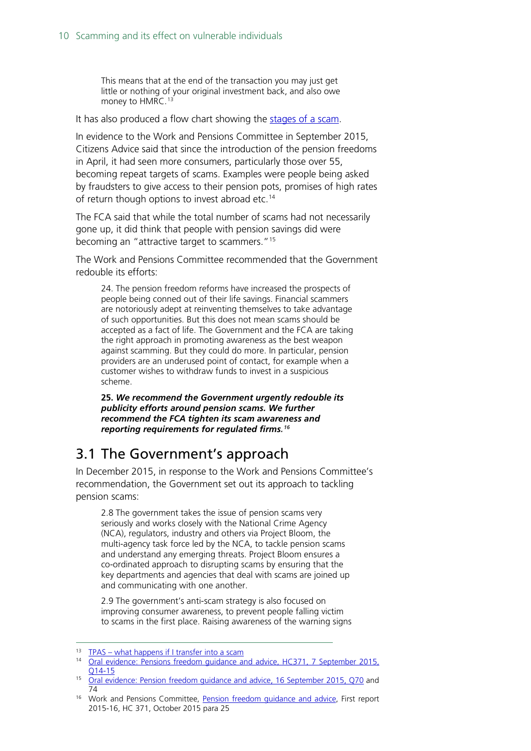> This means that at the end of the transaction you may just get little or nothing of your original investment back, and also owe money to HMRC.[13]

It has also produced a flow chart showing the stages of a scam.

In evidence to the Work and Pensions Committee in September 2015, Citizens Advice said that since the introduction of the pension freedoms in April, it had seen more consumers, particularly those over 55, becoming repeat targets of scams. Examples were people being asked by fraudsters to give access to their pension pots, promises of high rates of return though options to invest abroad etc.[14]

The FCA said that while the total number of scams had not necessarily gone up, it did think that people with pension savings did were becoming an "attractive target to scammers."[15]

The Work and Pensions Committee recommended that the Government redouble its efforts:

> 24. The pension freedom reforms have increased the prospects of people being conned out of their life savings. Financial scammers are notoriously adept at reinventing themselves to take advantage of such opportunities. But this does not mean scams should be accepted as a fact of life. The Government and the FCA are taking the right approach in promoting awareness as the best weapon against scamming. But they could do more. In particular, pension providers are an underused point of contact, for example when a customer wishes to withdraw funds to invest in a suspicious scheme.
>
> **25.** ***We recommend the Government urgently redouble its publicity efforts around pension scams. We further recommend the FCA tighten its scam awareness and reporting requirements for regulated firms.***[16]

## 3.1 The Government's approach

In December 2015, in response to the Work and Pensions Committee's recommendation, the Government set out its approach to tackling pension scams:

> 2.8 The government takes the issue of pension scams very seriously and works closely with the National Crime Agency (NCA), regulators, industry and others via Project Bloom, the multi-agency task force led by the NCA, to tackle pension scams and understand any emerging threats. Project Bloom ensures a co-ordinated approach to disrupting scams by ensuring that the key departments and agencies that deal with scams are joined up and communicating with one another.
>
> 2.9 The government's anti-scam strategy is also focused on improving consumer awareness, to prevent people falling victim to scams in the first place. Raising awareness of the warning signs

---

[13] TPAS – what happens if I transfer into a scam

[14] Oral evidence: Pensions freedom guidance and advice, HC371, 7 September 2015, Q14-15

[15] Oral evidence: Pension freedom guidance and advice, 16 September 2015, Q70 and 74

[16] Work and Pensions Committee, Pension freedom guidance and advice, First report 2015-16, HC 371, October 2015 para 25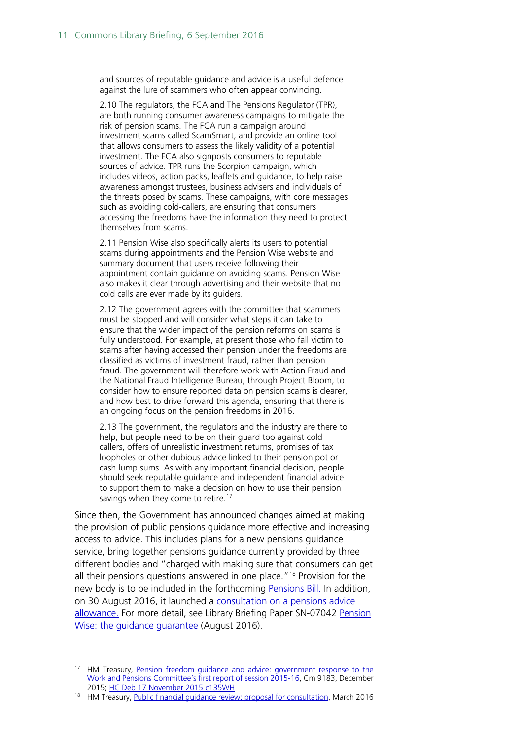> and sources of reputable guidance and advice is a useful defence against the lure of scammers who often appear convincing.
>
> 2.10 The regulators, the FCA and The Pensions Regulator (TPR), are both running consumer awareness campaigns to mitigate the risk of pension scams. The FCA run a campaign around investment scams called ScamSmart, and provide an online tool that allows consumers to assess the likely validity of a potential investment. The FCA also signposts consumers to reputable sources of advice. TPR runs the Scorpion campaign, which includes videos, action packs, leaflets and guidance, to help raise awareness amongst trustees, business advisers and individuals of the threats posed by scams. These campaigns, with core messages such as avoiding cold-callers, are ensuring that consumers accessing the freedoms have the information they need to protect themselves from scams.
>
> 2.11 Pension Wise also specifically alerts its users to potential scams during appointments and the Pension Wise website and summary document that users receive following their appointment contain guidance on avoiding scams. Pension Wise also makes it clear through advertising and their website that no cold calls are ever made by its guiders.
>
> 2.12 The government agrees with the committee that scammers must be stopped and will consider what steps it can take to ensure that the wider impact of the pension reforms on scams is fully understood. For example, at present those who fall victim to scams after having accessed their pension under the freedoms are classified as victims of investment fraud, rather than pension fraud. The government will therefore work with Action Fraud and the National Fraud Intelligence Bureau, through Project Bloom, to consider how to ensure reported data on pension scams is clearer, and how best to drive forward this agenda, ensuring that there is an ongoing focus on the pension freedoms in 2016.
>
> 2.13 The government, the regulators and the industry are there to help, but people need to be on their guard too against cold callers, offers of unrealistic investment returns, promises of tax loopholes or other dubious advice linked to their pension pot or cash lump sums. As with any important financial decision, people should seek reputable guidance and independent financial advice to support them to make a decision on how to use their pension savings when they come to retire.[17]

Since then, the Government has announced changes aimed at making the provision of public pensions guidance more effective and increasing access to advice. This includes plans for a new pensions guidance service, bring together pensions guidance currently provided by three different bodies and "charged with making sure that consumers can get all their pensions questions answered in one place."[18] Provision for the new body is to be included in the forthcoming Pensions Bill. In addition, on 30 August 2016, it launched a consultation on a pensions advice allowance. For more detail, see Library Briefing Paper SN-07042 Pension Wise: the guidance guarantee (August 2016).

---

[17] HM Treasury, Pension freedom guidance and advice: government response to the Work and Pensions Committee's first report of session 2015-16, Cm 9183, December 2015; HC Deb 17 November 2015 c135WH

[18] HM Treasury, Public financial guidance review: proposal for consultation, March 2016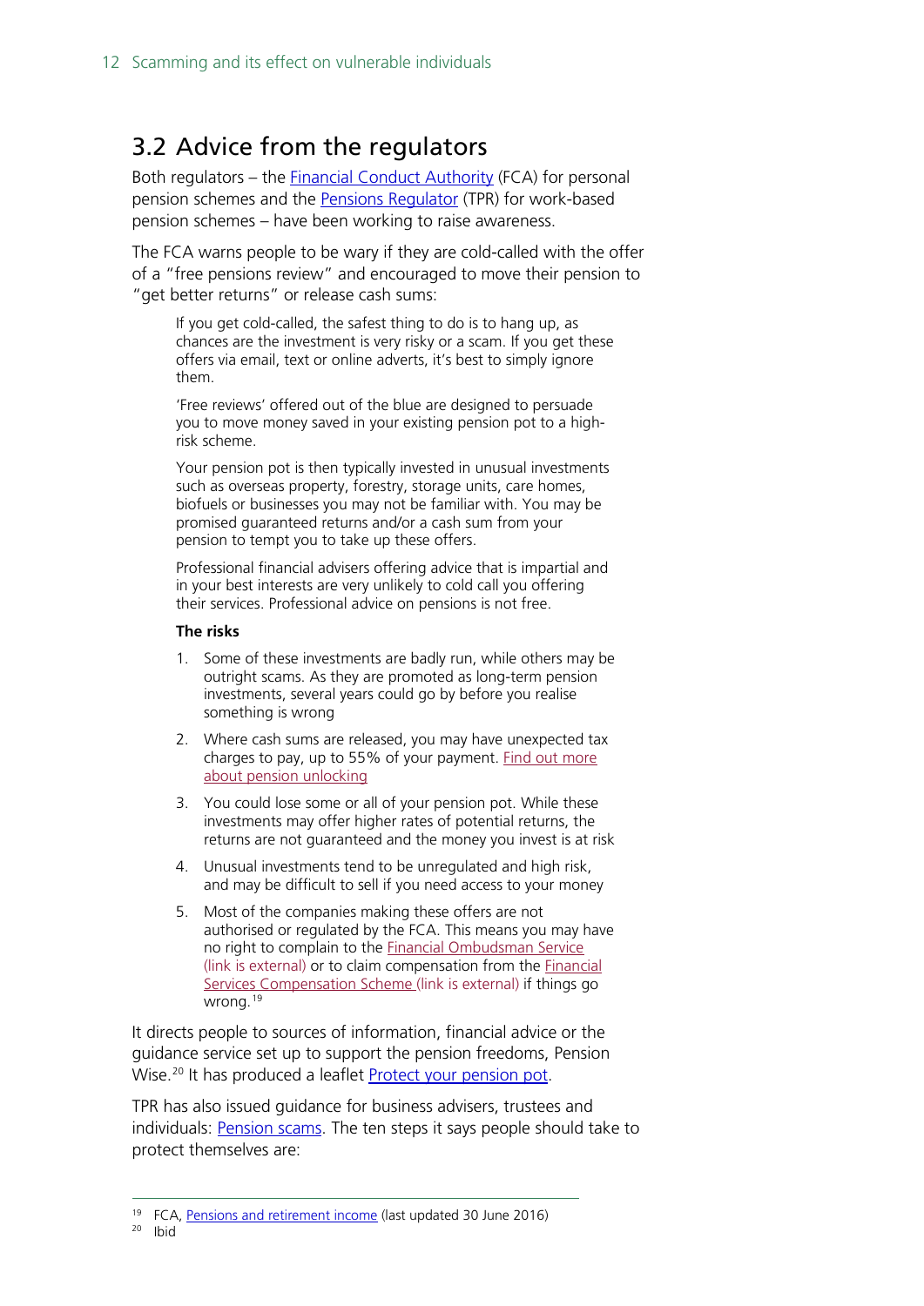## 3.2 Advice from the regulators

Both regulators – the Financial Conduct Authority (FCA) for personal pension schemes and the Pensions Regulator (TPR) for work-based pension schemes – have been working to raise awareness.

The FCA warns people to be wary if they are cold-called with the offer of a "free pensions review" and encouraged to move their pension to "get better returns" or release cash sums:

> If you get cold-called, the safest thing to do is to hang up, as chances are the investment is very risky or a scam. If you get these offers via email, text or online adverts, it's best to simply ignore them.
>
> 'Free reviews' offered out of the blue are designed to persuade you to move money saved in your existing pension pot to a high-risk scheme.
>
> Your pension pot is then typically invested in unusual investments such as overseas property, forestry, storage units, care homes, biofuels or businesses you may not be familiar with. You may be promised guaranteed returns and/or a cash sum from your pension to tempt you to take up these offers.
>
> Professional financial advisers offering advice that is impartial and in your best interests are very unlikely to cold call you offering their services. Professional advice on pensions is not free.
>
> **The risks**
>
> 1. Some of these investments are badly run, while others may be outright scams. As they are promoted as long-term pension investments, several years could go by before you realise something is wrong
> 2. Where cash sums are released, you may have unexpected tax charges to pay, up to 55% of your payment. Find out more about pension unlocking
> 3. You could lose some or all of your pension pot. While these investments may offer higher rates of potential returns, the returns are not guaranteed and the money you invest is at risk
> 4. Unusual investments tend to be unregulated and high risk, and may be difficult to sell if you need access to your money
> 5. Most of the companies making these offers are not authorised or regulated by the FCA. This means you may have no right to complain to the Financial Ombudsman Service (link is external) or to claim compensation from the Financial Services Compensation Scheme (link is external) if things go wrong.[19]

It directs people to sources of information, financial advice or the guidance service set up to support the pension freedoms, Pension Wise.[20] It has produced a leaflet Protect your pension pot.

TPR has also issued guidance for business advisers, trustees and individuals: Pension scams. The ten steps it says people should take to protect themselves are:

---

[19] FCA, Pensions and retirement income (last updated 30 June 2016)

[20] Ibid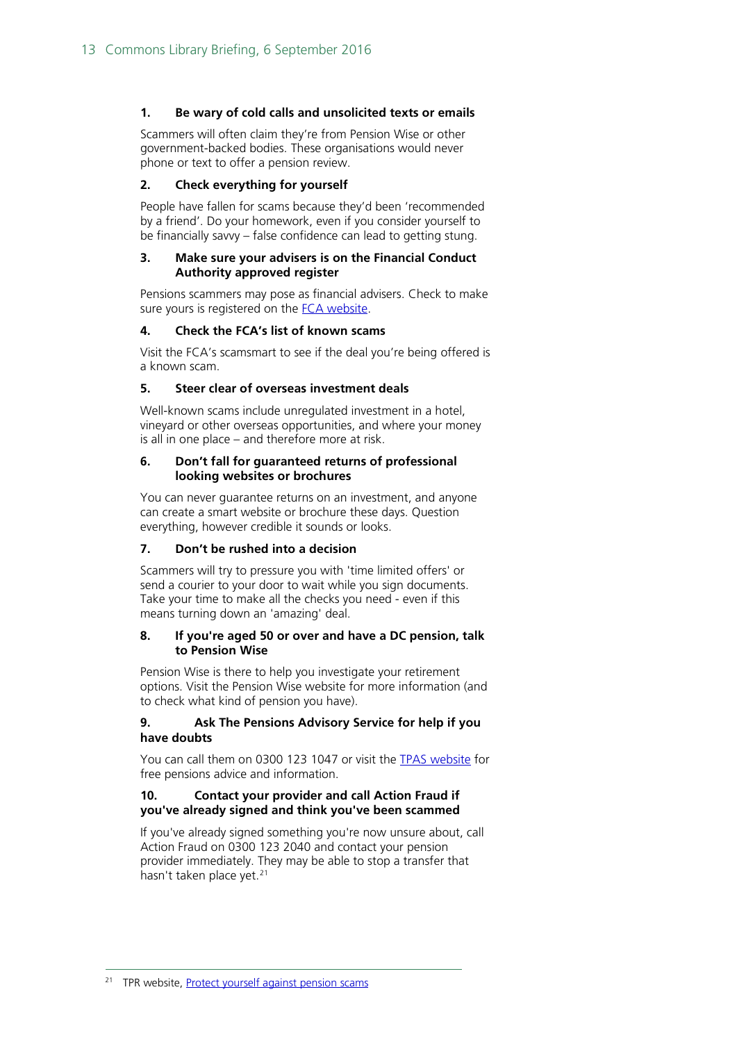**1. Be wary of cold calls and unsolicited texts or emails**

Scammers will often claim they're from Pension Wise or other government-backed bodies. These organisations would never phone or text to offer a pension review.

**2. Check everything for yourself**

People have fallen for scams because they'd been 'recommended by a friend'. Do your homework, even if you consider yourself to be financially savvy – false confidence can lead to getting stung.

**3. Make sure your advisers is on the Financial Conduct Authority approved register**

Pensions scammers may pose as financial advisers. Check to make sure yours is registered on the FCA website.

**4. Check the FCA's list of known scams**

Visit the FCA's scamsmart to see if the deal you're being offered is a known scam.

**5. Steer clear of overseas investment deals**

Well-known scams include unregulated investment in a hotel, vineyard or other overseas opportunities, and where your money is all in one place – and therefore more at risk.

**6. Don't fall for guaranteed returns of professional looking websites or brochures**

You can never guarantee returns on an investment, and anyone can create a smart website or brochure these days. Question everything, however credible it sounds or looks.

**7. Don't be rushed into a decision**

Scammers will try to pressure you with 'time limited offers' or send a courier to your door to wait while you sign documents. Take your time to make all the checks you need - even if this means turning down an 'amazing' deal.

**8. If you're aged 50 or over and have a DC pension, talk to Pension Wise**

Pension Wise is there to help you investigate your retirement options. Visit the Pension Wise website for more information (and to check what kind of pension you have).

**9. Ask The Pensions Advisory Service for help if you have doubts**

You can call them on 0300 123 1047 or visit the TPAS website for free pensions advice and information.

**10. Contact your provider and call Action Fraud if you've already signed and think you've been scammed**

If you've already signed something you're now unsure about, call Action Fraud on 0300 123 2040 and contact your pension provider immediately. They may be able to stop a transfer that hasn't taken place yet.[21]

---

[21] TPR website, Protect yourself against pension scams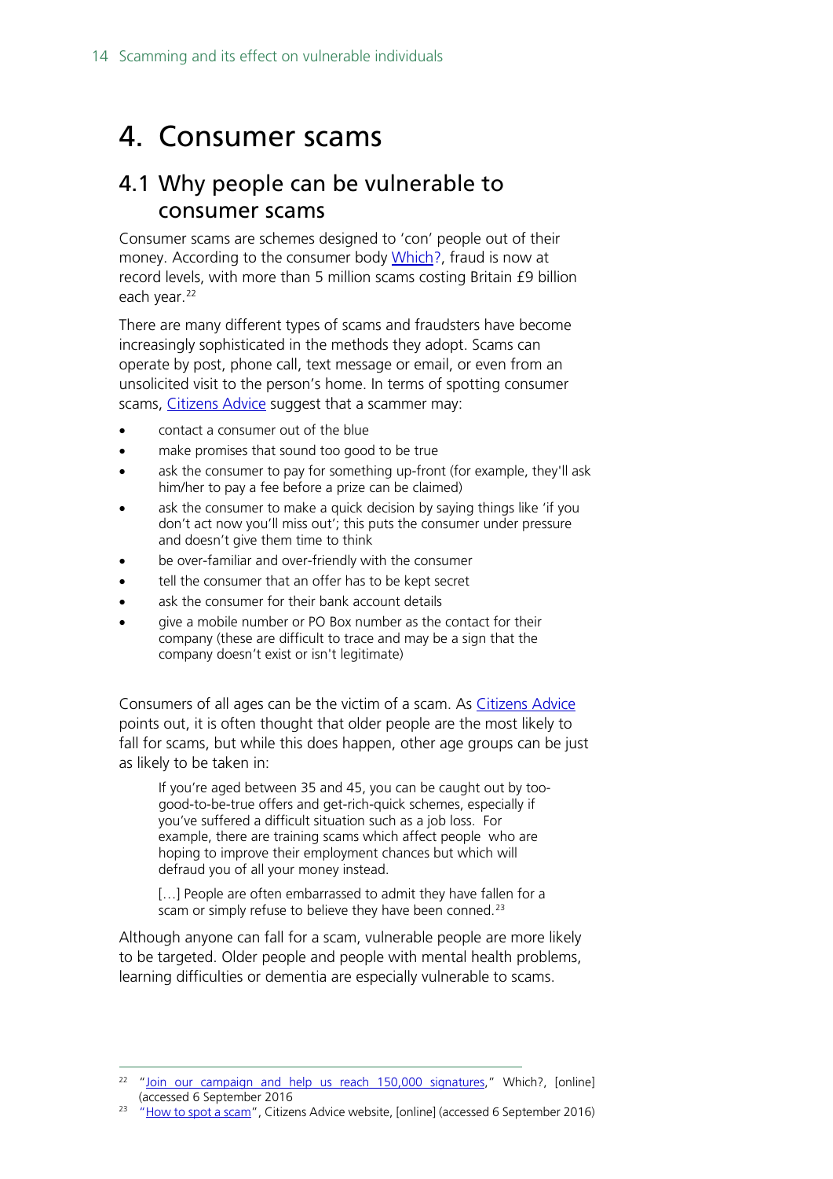# 4. Consumer scams

## 4.1 Why people can be vulnerable to consumer scams

Consumer scams are schemes designed to 'con' people out of their money. According to the consumer body Which?, fraud is now at record levels, with more than 5 million scams costing Britain £9 billion each year.[22]

There are many different types of scams and fraudsters have become increasingly sophisticated in the methods they adopt. Scams can operate by post, phone call, text message or email, or even from an unsolicited visit to the person's home. In terms of spotting consumer scams, Citizens Advice suggest that a scammer may:

- contact a consumer out of the blue
- make promises that sound too good to be true
- ask the consumer to pay for something up-front (for example, they'll ask him/her to pay a fee before a prize can be claimed)
- ask the consumer to make a quick decision by saying things like 'if you don't act now you'll miss out'; this puts the consumer under pressure and doesn't give them time to think
- be over-familiar and over-friendly with the consumer
- tell the consumer that an offer has to be kept secret
- ask the consumer for their bank account details
- give a mobile number or PO Box number as the contact for their company (these are difficult to trace and may be a sign that the company doesn't exist or isn't legitimate)

Consumers of all ages can be the victim of a scam. As Citizens Advice points out, it is often thought that older people are the most likely to fall for scams, but while this does happen, other age groups can be just as likely to be taken in:

> If you're aged between 35 and 45, you can be caught out by too-good-to-be-true offers and get-rich-quick schemes, especially if you've suffered a difficult situation such as a job loss. For example, there are training scams which affect people who are hoping to improve their employment chances but which will defraud you of all your money instead.
>
> […] People are often embarrassed to admit they have fallen for a scam or simply refuse to believe they have been conned.[23]

Although anyone can fall for a scam, vulnerable people are more likely to be targeted. Older people and people with mental health problems, learning difficulties or dementia are especially vulnerable to scams.

---

[22] "Join our campaign and help us reach 150,000 signatures," Which?, [online] (accessed 6 September 2016

[23] "How to spot a scam", Citizens Advice website, [online] (accessed 6 September 2016)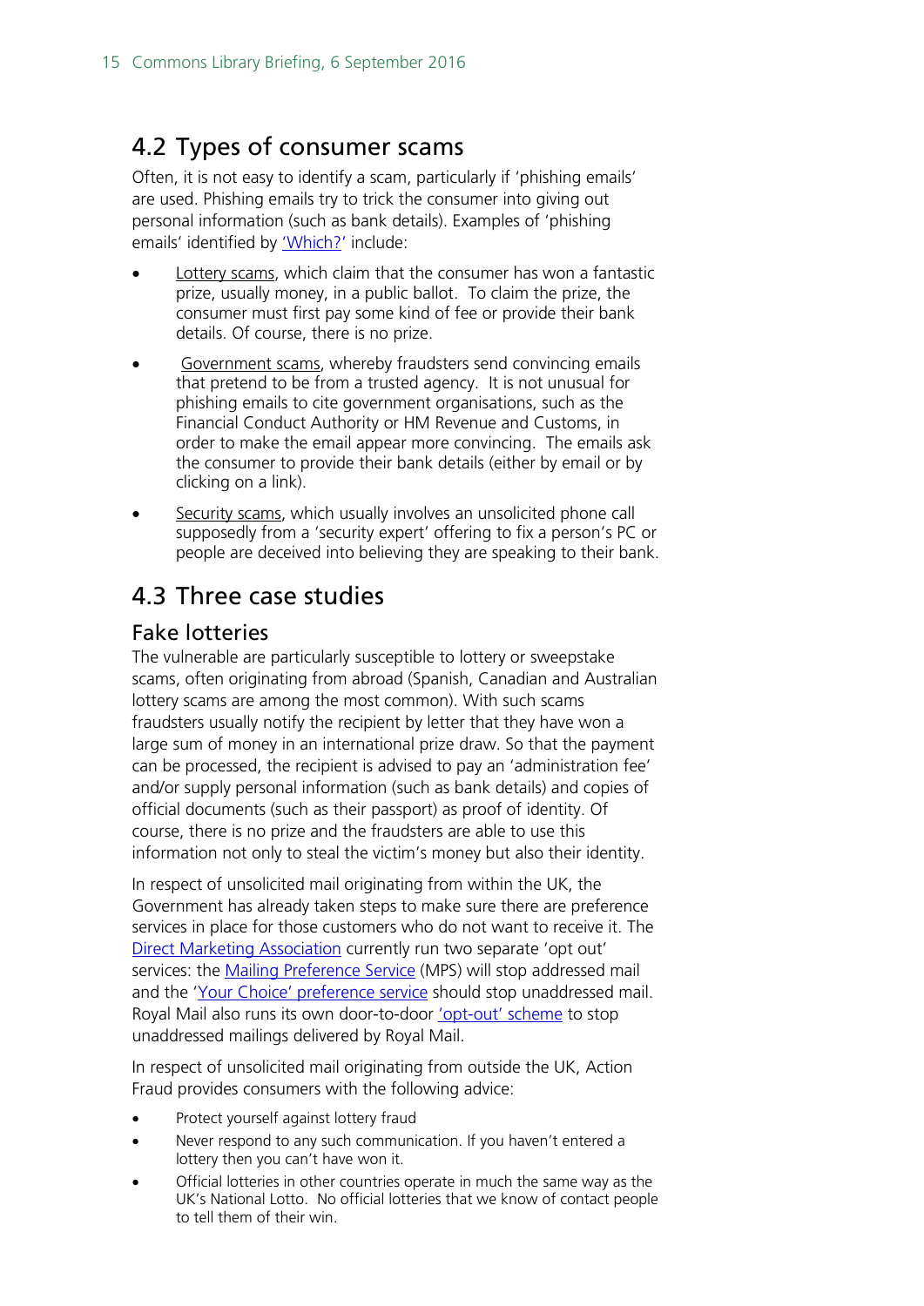## 4.2 Types of consumer scams

Often, it is not easy to identify a scam, particularly if 'phishing emails' are used. Phishing emails try to trick the consumer into giving out personal information (such as bank details). Examples of 'phishing emails' identified by 'Which?' include:

- Lottery scams, which claim that the consumer has won a fantastic prize, usually money, in a public ballot. To claim the prize, the consumer must first pay some kind of fee or provide their bank details. Of course, there is no prize.
- Government scams, whereby fraudsters send convincing emails that pretend to be from a trusted agency. It is not unusual for phishing emails to cite government organisations, such as the Financial Conduct Authority or HM Revenue and Customs, in order to make the email appear more convincing. The emails ask the consumer to provide their bank details (either by email or by clicking on a link).
- Security scams, which usually involves an unsolicited phone call supposedly from a 'security expert' offering to fix a person's PC or people are deceived into believing they are speaking to their bank.

## 4.3 Three case studies

### Fake lotteries

The vulnerable are particularly susceptible to lottery or sweepstake scams, often originating from abroad (Spanish, Canadian and Australian lottery scams are among the most common). With such scams fraudsters usually notify the recipient by letter that they have won a large sum of money in an international prize draw. So that the payment can be processed, the recipient is advised to pay an 'administration fee' and/or supply personal information (such as bank details) and copies of official documents (such as their passport) as proof of identity. Of course, there is no prize and the fraudsters are able to use this information not only to steal the victim's money but also their identity.

In respect of unsolicited mail originating from within the UK, the Government has already taken steps to make sure there are preference services in place for those customers who do not want to receive it. The Direct Marketing Association currently run two separate 'opt out' services: the Mailing Preference Service (MPS) will stop addressed mail and the 'Your Choice' preference service should stop unaddressed mail. Royal Mail also runs its own door-to-door 'opt-out' scheme to stop unaddressed mailings delivered by Royal Mail.

In respect of unsolicited mail originating from outside the UK, Action Fraud provides consumers with the following advice:

- Protect yourself against lottery fraud
- Never respond to any such communication. If you haven't entered a lottery then you can't have won it.
- Official lotteries in other countries operate in much the same way as the UK's National Lotto. No official lotteries that we know of contact people to tell them of their win.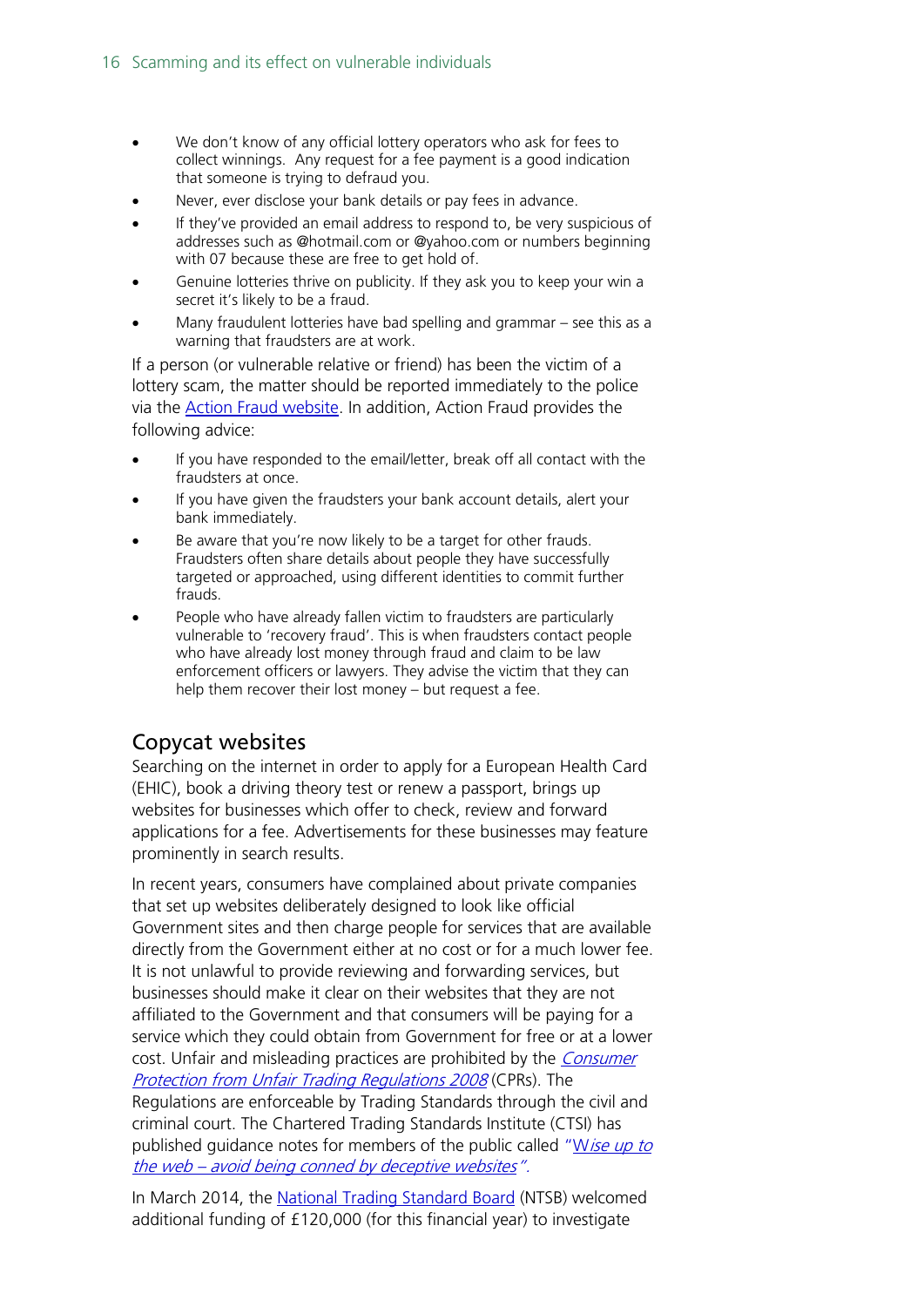- We don't know of any official lottery operators who ask for fees to collect winnings. Any request for a fee payment is a good indication that someone is trying to defraud you.
- Never, ever disclose your bank details or pay fees in advance.
- If they've provided an email address to respond to, be very suspicious of addresses such as @hotmail.com or @yahoo.com or numbers beginning with 07 because these are free to get hold of.
- Genuine lotteries thrive on publicity. If they ask you to keep your win a secret it's likely to be a fraud.
- Many fraudulent lotteries have bad spelling and grammar – see this as a warning that fraudsters are at work.

If a person (or vulnerable relative or friend) has been the victim of a lottery scam, the matter should be reported immediately to the police via the Action Fraud website. In addition, Action Fraud provides the following advice:

- If you have responded to the email/letter, break off all contact with the fraudsters at once.
- If you have given the fraudsters your bank account details, alert your bank immediately.
- Be aware that you're now likely to be a target for other frauds. Fraudsters often share details about people they have successfully targeted or approached, using different identities to commit further frauds.
- People who have already fallen victim to fraudsters are particularly vulnerable to 'recovery fraud'. This is when fraudsters contact people who have already lost money through fraud and claim to be law enforcement officers or lawyers. They advise the victim that they can help them recover their lost money – but request a fee.

## Copycat websites

Searching on the internet in order to apply for a European Health Card (EHIC), book a driving theory test or renew a passport, brings up websites for businesses which offer to check, review and forward applications for a fee. Advertisements for these businesses may feature prominently in search results.

In recent years, consumers have complained about private companies that set up websites deliberately designed to look like official Government sites and then charge people for services that are available directly from the Government either at no cost or for a much lower fee. It is not unlawful to provide reviewing and forwarding services, but businesses should make it clear on their websites that they are not affiliated to the Government and that consumers will be paying for a service which they could obtain from Government for free or at a lower cost. Unfair and misleading practices are prohibited by the *Consumer Protection from Unfair Trading Regulations 2008* (CPRs). The Regulations are enforceable by Trading Standards through the civil and criminal court. The Chartered Trading Standards Institute (CTSI) has published guidance notes for members of the public called *"Wise up to the web – avoid being conned by deceptive websites"*.

In March 2014, the National Trading Standard Board (NTSB) welcomed additional funding of £120,000 (for this financial year) to investigate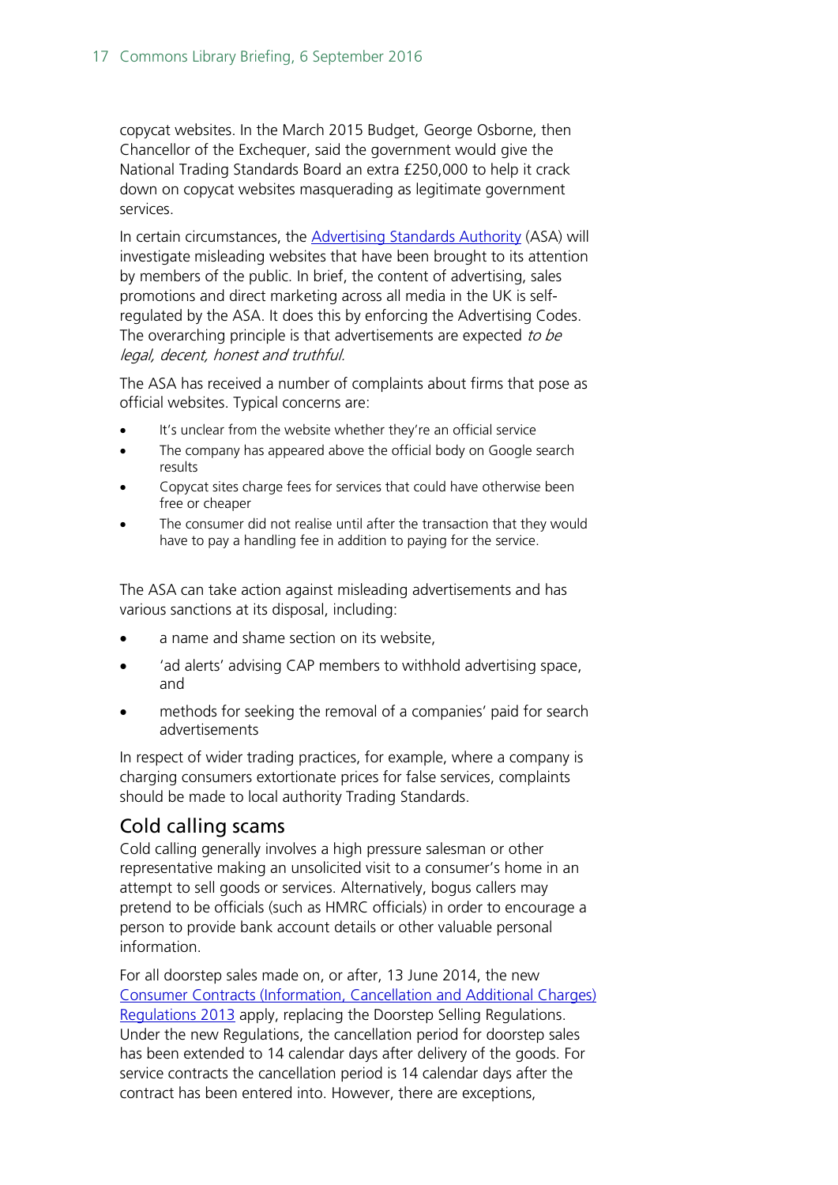copycat websites. In the March 2015 Budget, George Osborne, then Chancellor of the Exchequer, said the government would give the National Trading Standards Board an extra £250,000 to help it crack down on copycat websites masquerading as legitimate government services.

In certain circumstances, the [Advertising Standards Authority](#) (ASA) will investigate misleading websites that have been brought to its attention by members of the public. In brief, the content of advertising, sales promotions and direct marketing across all media in the UK is self-regulated by the ASA. It does this by enforcing the Advertising Codes. The overarching principle is that advertisements are expected *to be legal, decent, honest and truthful*.

The ASA has received a number of complaints about firms that pose as official websites. Typical concerns are:

- It's unclear from the website whether they're an official service
- The company has appeared above the official body on Google search results
- Copycat sites charge fees for services that could have otherwise been free or cheaper
- The consumer did not realise until after the transaction that they would have to pay a handling fee in addition to paying for the service.

The ASA can take action against misleading advertisements and has various sanctions at its disposal, including:

- a name and shame section on its website,
- 'ad alerts' advising CAP members to withhold advertising space, and
- methods for seeking the removal of a companies' paid for search advertisements

In respect of wider trading practices, for example, where a company is charging consumers extortionate prices for false services, complaints should be made to local authority Trading Standards.

## Cold calling scams

Cold calling generally involves a high pressure salesman or other representative making an unsolicited visit to a consumer's home in an attempt to sell goods or services. Alternatively, bogus callers may pretend to be officials (such as HMRC officials) in order to encourage a person to provide bank account details or other valuable personal information.

For all doorstep sales made on, or after, 13 June 2014, the new [Consumer Contracts (Information, Cancellation and Additional Charges) Regulations 2013](#) apply, replacing the Doorstep Selling Regulations. Under the new Regulations, the cancellation period for doorstep sales has been extended to 14 calendar days after delivery of the goods. For service contracts the cancellation period is 14 calendar days after the contract has been entered into. However, there are exceptions,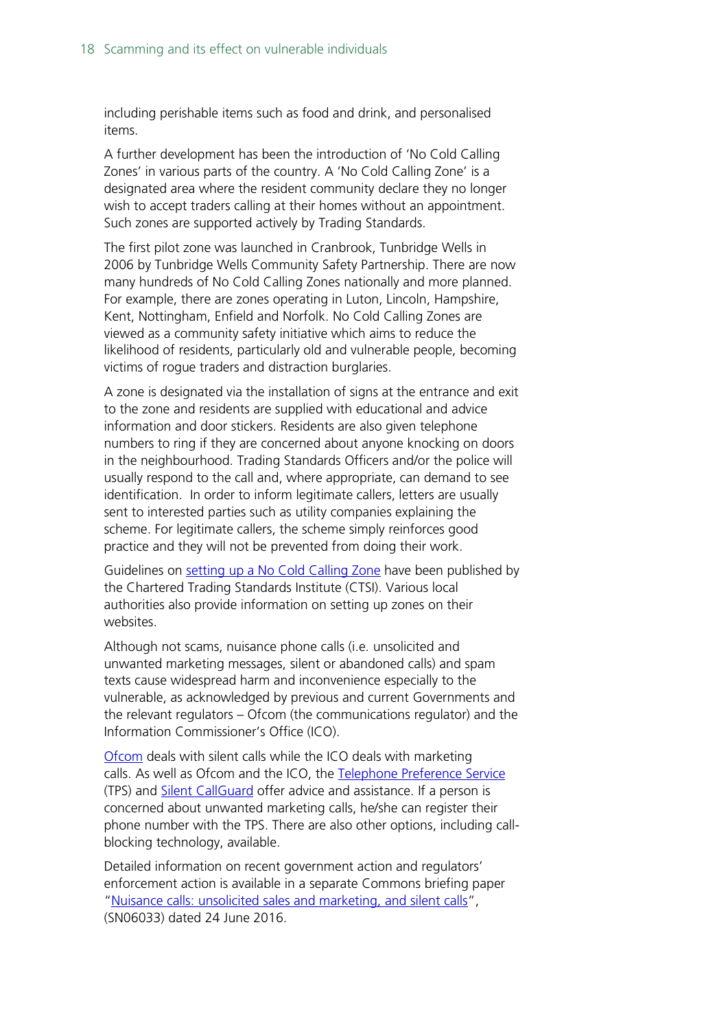including perishable items such as food and drink, and personalised items.

A further development has been the introduction of 'No Cold Calling Zones' in various parts of the country. A 'No Cold Calling Zone' is a designated area where the resident community declare they no longer wish to accept traders calling at their homes without an appointment. Such zones are supported actively by Trading Standards.

The first pilot zone was launched in Cranbrook, Tunbridge Wells in 2006 by Tunbridge Wells Community Safety Partnership. There are now many hundreds of No Cold Calling Zones nationally and more planned. For example, there are zones operating in Luton, Lincoln, Hampshire, Kent, Nottingham, Enfield and Norfolk. No Cold Calling Zones are viewed as a community safety initiative which aims to reduce the likelihood of residents, particularly old and vulnerable people, becoming victims of rogue traders and distraction burglaries.

A zone is designated via the installation of signs at the entrance and exit to the zone and residents are supplied with educational and advice information and door stickers. Residents are also given telephone numbers to ring if they are concerned about anyone knocking on doors in the neighbourhood. Trading Standards Officers and/or the police will usually respond to the call and, where appropriate, can demand to see identification. In order to inform legitimate callers, letters are usually sent to interested parties such as utility companies explaining the scheme. For legitimate callers, the scheme simply reinforces good practice and they will not be prevented from doing their work.

Guidelines on setting up a No Cold Calling Zone have been published by the Chartered Trading Standards Institute (CTSI). Various local authorities also provide information on setting up zones on their websites.

Although not scams, nuisance phone calls (i.e. unsolicited and unwanted marketing messages, silent or abandoned calls) and spam texts cause widespread harm and inconvenience especially to the vulnerable, as acknowledged by previous and current Governments and the relevant regulators – Ofcom (the communications regulator) and the Information Commissioner's Office (ICO).

Ofcom deals with silent calls while the ICO deals with marketing calls. As well as Ofcom and the ICO, the Telephone Preference Service (TPS) and Silent CallGuard offer advice and assistance. If a person is concerned about unwanted marketing calls, he/she can register their phone number with the TPS. There are also other options, including call-blocking technology, available.

Detailed information on recent government action and regulators' enforcement action is available in a separate Commons briefing paper "Nuisance calls: unsolicited sales and marketing, and silent calls", (SN06033) dated 24 June 2016.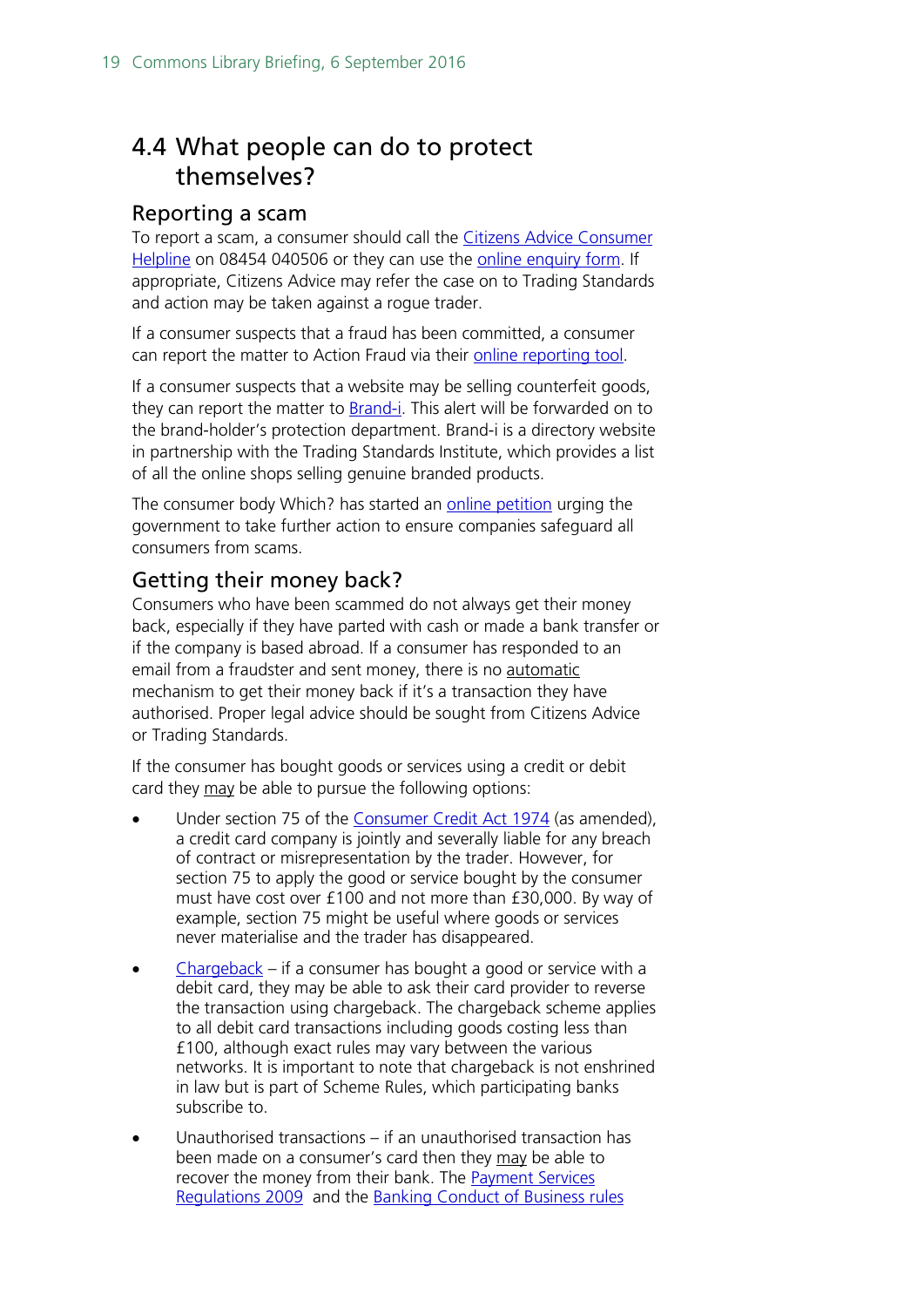## 4.4 What people can do to protect themselves?

### Reporting a scam

To report a scam, a consumer should call the Citizens Advice Consumer Helpline on 08454 040506 or they can use the online enquiry form. If appropriate, Citizens Advice may refer the case on to Trading Standards and action may be taken against a rogue trader.

If a consumer suspects that a fraud has been committed, a consumer can report the matter to Action Fraud via their online reporting tool.

If a consumer suspects that a website may be selling counterfeit goods, they can report the matter to Brand-i. This alert will be forwarded on to the brand-holder's protection department. Brand-i is a directory website in partnership with the Trading Standards Institute, which provides a list of all the online shops selling genuine branded products.

The consumer body Which? has started an online petition urging the government to take further action to ensure companies safeguard all consumers from scams.

### Getting their money back?

Consumers who have been scammed do not always get their money back, especially if they have parted with cash or made a bank transfer or if the company is based abroad. If a consumer has responded to an email from a fraudster and sent money, there is no automatic mechanism to get their money back if it's a transaction they have authorised. Proper legal advice should be sought from Citizens Advice or Trading Standards.

If the consumer has bought goods or services using a credit or debit card they may be able to pursue the following options:

- Under section 75 of the Consumer Credit Act 1974 (as amended), a credit card company is jointly and severally liable for any breach of contract or misrepresentation by the trader. However, for section 75 to apply the good or service bought by the consumer must have cost over £100 and not more than £30,000. By way of example, section 75 might be useful where goods or services never materialise and the trader has disappeared.
- Chargeback – if a consumer has bought a good or service with a debit card, they may be able to ask their card provider to reverse the transaction using chargeback. The chargeback scheme applies to all debit card transactions including goods costing less than £100, although exact rules may vary between the various networks. It is important to note that chargeback is not enshrined in law but is part of Scheme Rules, which participating banks subscribe to.
- Unauthorised transactions – if an unauthorised transaction has been made on a consumer's card then they may be able to recover the money from their bank. The Payment Services Regulations 2009 and the Banking Conduct of Business rules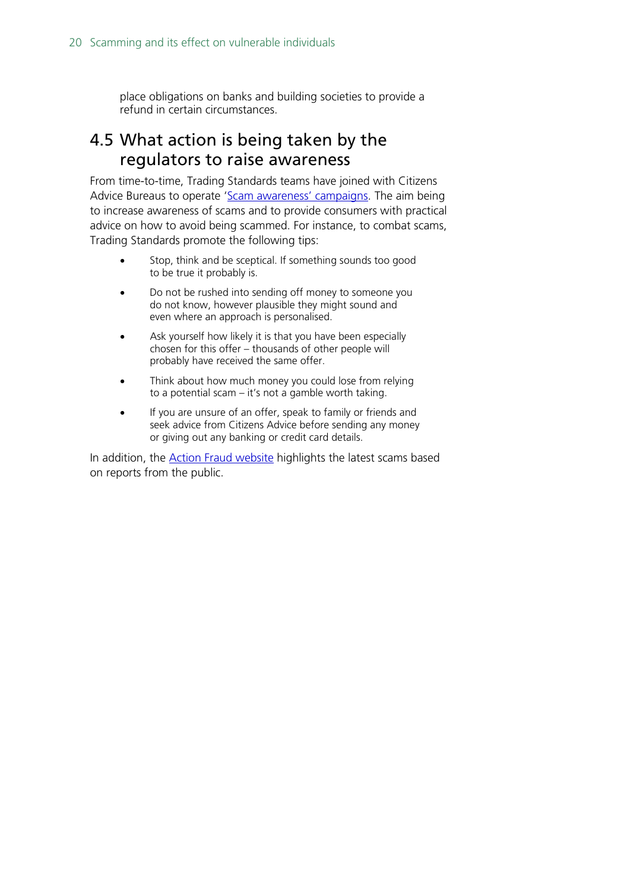place obligations on banks and building societies to provide a refund in certain circumstances.

## 4.5 What action is being taken by the regulators to raise awareness

From time-to-time, Trading Standards teams have joined with Citizens Advice Bureaus to operate 'Scam awareness' campaigns. The aim being to increase awareness of scams and to provide consumers with practical advice on how to avoid being scammed. For instance, to combat scams, Trading Standards promote the following tips:

- Stop, think and be sceptical. If something sounds too good to be true it probably is.
- Do not be rushed into sending off money to someone you do not know, however plausible they might sound and even where an approach is personalised.
- Ask yourself how likely it is that you have been especially chosen for this offer – thousands of other people will probably have received the same offer.
- Think about how much money you could lose from relying to a potential scam – it's not a gamble worth taking.
- If you are unsure of an offer, speak to family or friends and seek advice from Citizens Advice before sending any money or giving out any banking or credit card details.

In addition, the Action Fraud website highlights the latest scams based on reports from the public.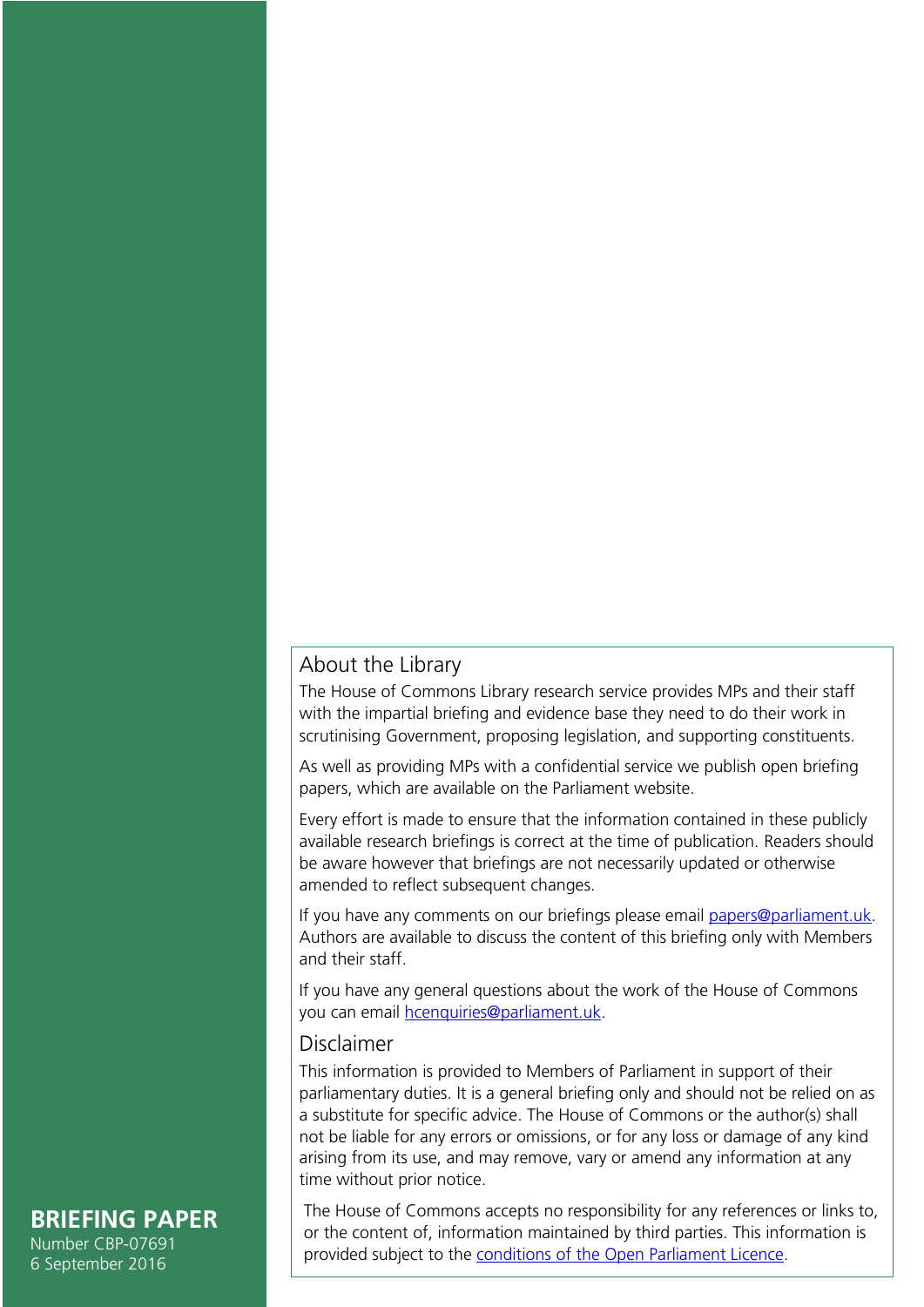## About the Library

The House of Commons Library research service provides MPs and their staff with the impartial briefing and evidence base they need to do their work in scrutinising Government, proposing legislation, and supporting constituents.

As well as providing MPs with a confidential service we publish open briefing papers, which are available on the Parliament website.

Every effort is made to ensure that the information contained in these publicly available research briefings is correct at the time of publication. Readers should be aware however that briefings are not necessarily updated or otherwise amended to reflect subsequent changes.

If you have any comments on our briefings please email papers@parliament.uk. Authors are available to discuss the content of this briefing only with Members and their staff.

If you have any general questions about the work of the House of Commons you can email hcenquiries@parliament.uk.

## Disclaimer

This information is provided to Members of Parliament in support of their parliamentary duties. It is a general briefing only and should not be relied on as a substitute for specific advice. The House of Commons or the author(s) shall not be liable for any errors or omissions, or for any loss or damage of any kind arising from its use, and may remove, vary or amend any information at any time without prior notice.

The House of Commons accepts no responsibility for any references or links to, or the content of, information maintained by third parties. This information is provided subject to the conditions of the Open Parliament Licence.

**BRIEFING PAPER**
Number CBP-07691
6 September 2016